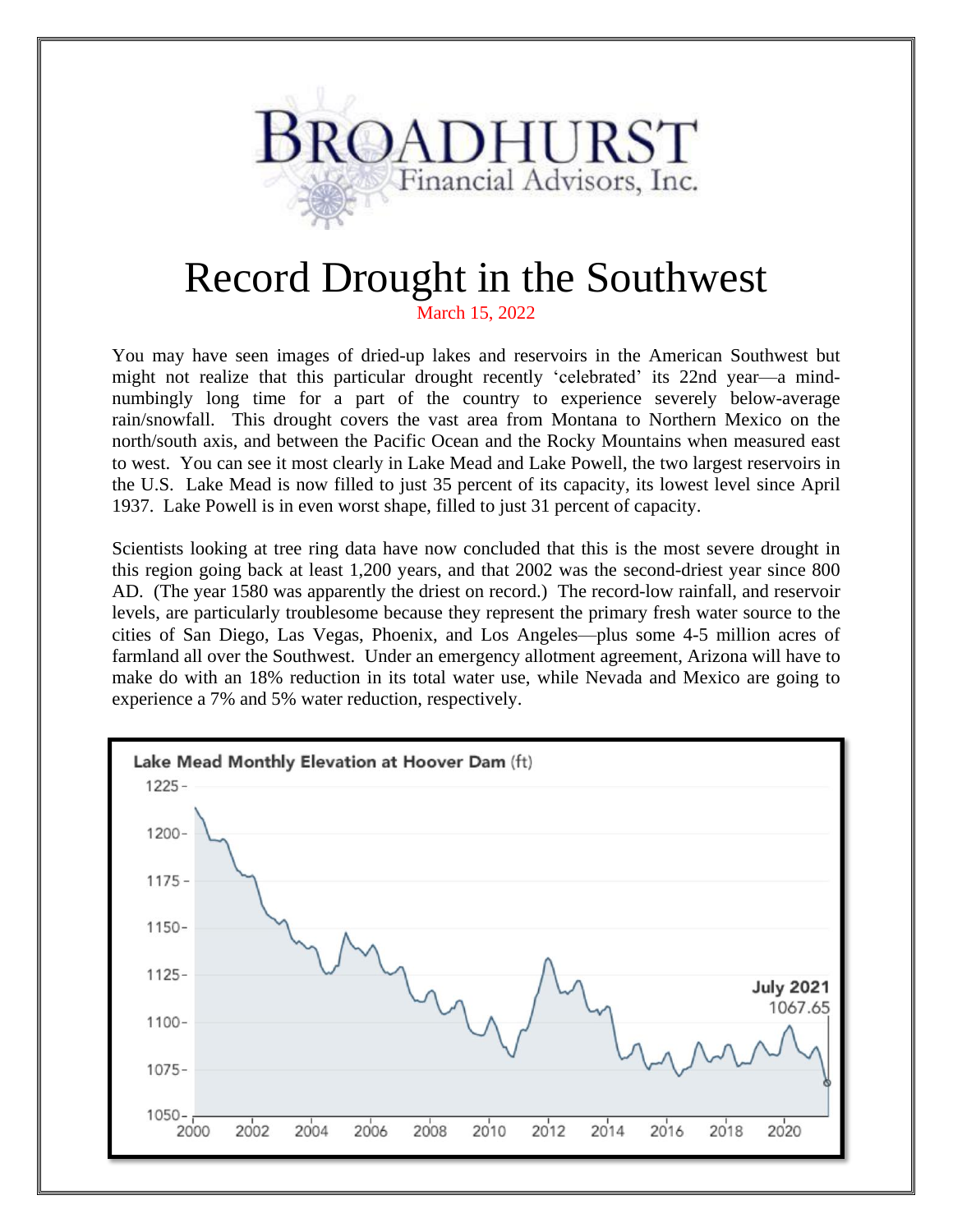# Record Drought in the Southwest

March 15, 2022

You may have seen images of dried-up lakes and reservoirs in the American Southwest but might not realize that this particular drought recently 'celebrated' its 22nd year—a mind-numbingly long time for a part of the country to experience severely below-average rain/snowfall. This drought covers the vast area from Montana to Northern Mexico on the north/south axis, and between the Pacific Ocean and the Rocky Mountains when measured east to west. You can see it most clearly in Lake Mead and Lake Powell, the two largest reservoirs in the U.S. Lake Mead is now filled to just 35 percent of its capacity, its lowest level since April 1937. Lake Powell is in even worst shape, filled to just 31 percent of capacity.

Scientists looking at tree ring data have now concluded that this is the most severe drought in this region going back at least 1,200 years, and that 2002 was the second-driest year since 800 AD. (The year 1580 was apparently the driest on record.) The record-low rainfall, and reservoir levels, are particularly troublesome because they represent the primary fresh water source to the cities of San Diego, Las Vegas, Phoenix, and Los Angeles—plus some 4-5 million acres of farmland all over the Southwest. Under an emergency allotment agreement, Arizona will have to make do with an 18% reduction in its total water use, while Nevada and Mexico are going to experience a 7% and 5% water reduction, respectively.

**Lake Mead Monthly Elevation at Hoover Dam** (ft)

July 2021: 1067.65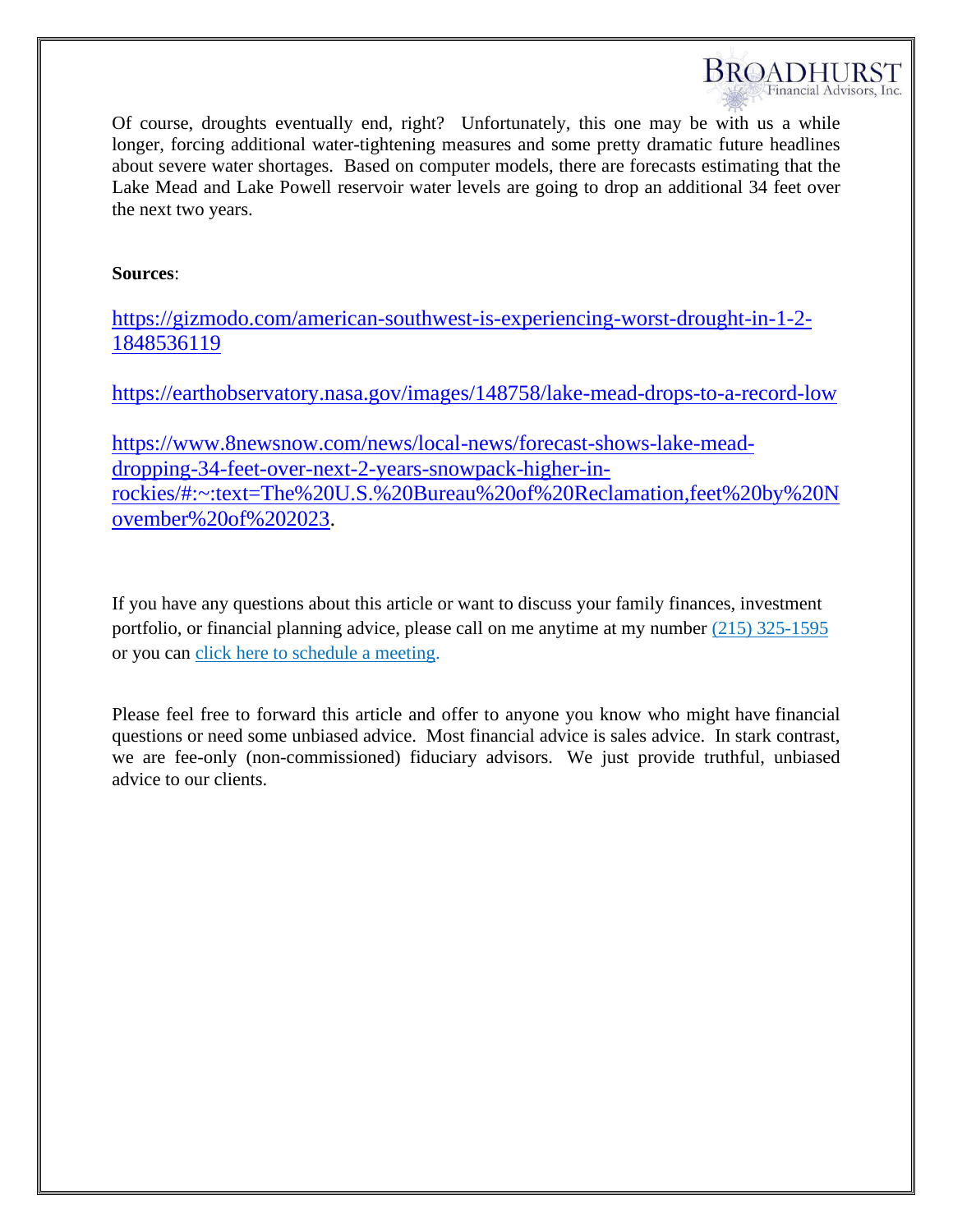Of course, droughts eventually end, right? Unfortunately, this one may be with us a while longer, forcing additional water-tightening measures and some pretty dramatic future headlines about severe water shortages. Based on computer models, there are forecasts estimating that the Lake Mead and Lake Powell reservoir water levels are going to drop an additional 34 feet over the next two years.

**Sources**:

https://gizmodo.com/american-southwest-is-experiencing-worst-drought-in-1-2-1848536119

https://earthobservatory.nasa.gov/images/148758/lake-mead-drops-to-a-record-low

https://www.8newsnow.com/news/local-news/forecast-shows-lake-mead-dropping-34-feet-over-next-2-years-snowpack-higher-in-rockies/#:~:text=The%20U.S.%20Bureau%20of%20Reclamation,feet%20by%20November%20of%202023.

If you have any questions about this article or want to discuss your family finances, investment portfolio, or financial planning advice, please call on me anytime at my number (215) 325-1595 or you can click here to schedule a meeting.

Please feel free to forward this article and offer to anyone you know who might have financial questions or need some unbiased advice. Most financial advice is sales advice. In stark contrast, we are fee-only (non-commissioned) fiduciary advisors. We just provide truthful, unbiased advice to our clients.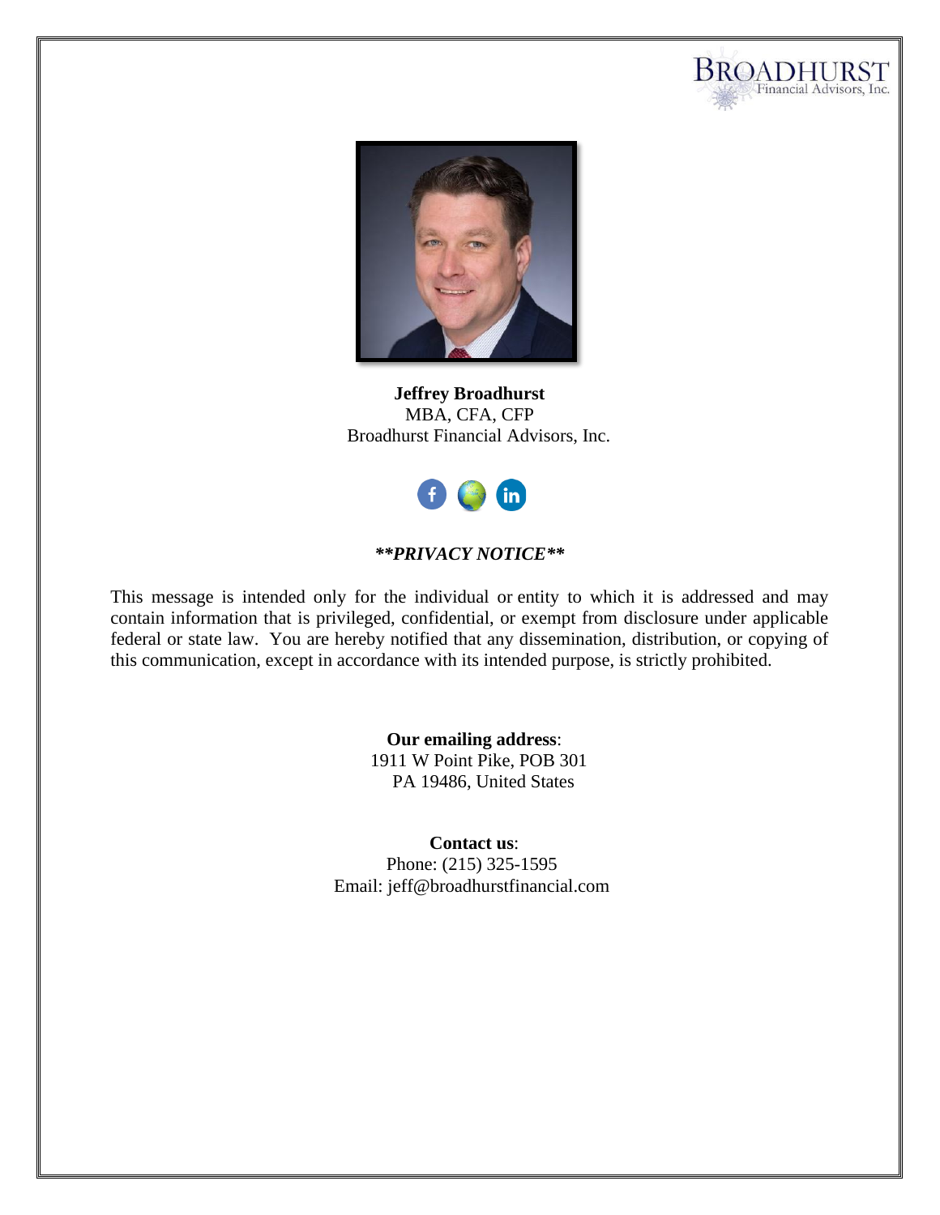**Jeffrey Broadhurst**
MBA, CFA, CFP
Broadhurst Financial Advisors, Inc.

***\*\*PRIVACY NOTICE\*\****

This message is intended only for the individual or entity to which it is addressed and may contain information that is privileged, confidential, or exempt from disclosure under applicable federal or state law. You are hereby notified that any dissemination, distribution, or copying of this communication, except in accordance with its intended purpose, is strictly prohibited.

**Our emailing address**:
1911 W Point Pike, POB 301
PA 19486, United States

**Contact us**:
Phone: (215) 325-1595
Email: jeff@broadhurstfinancial.com